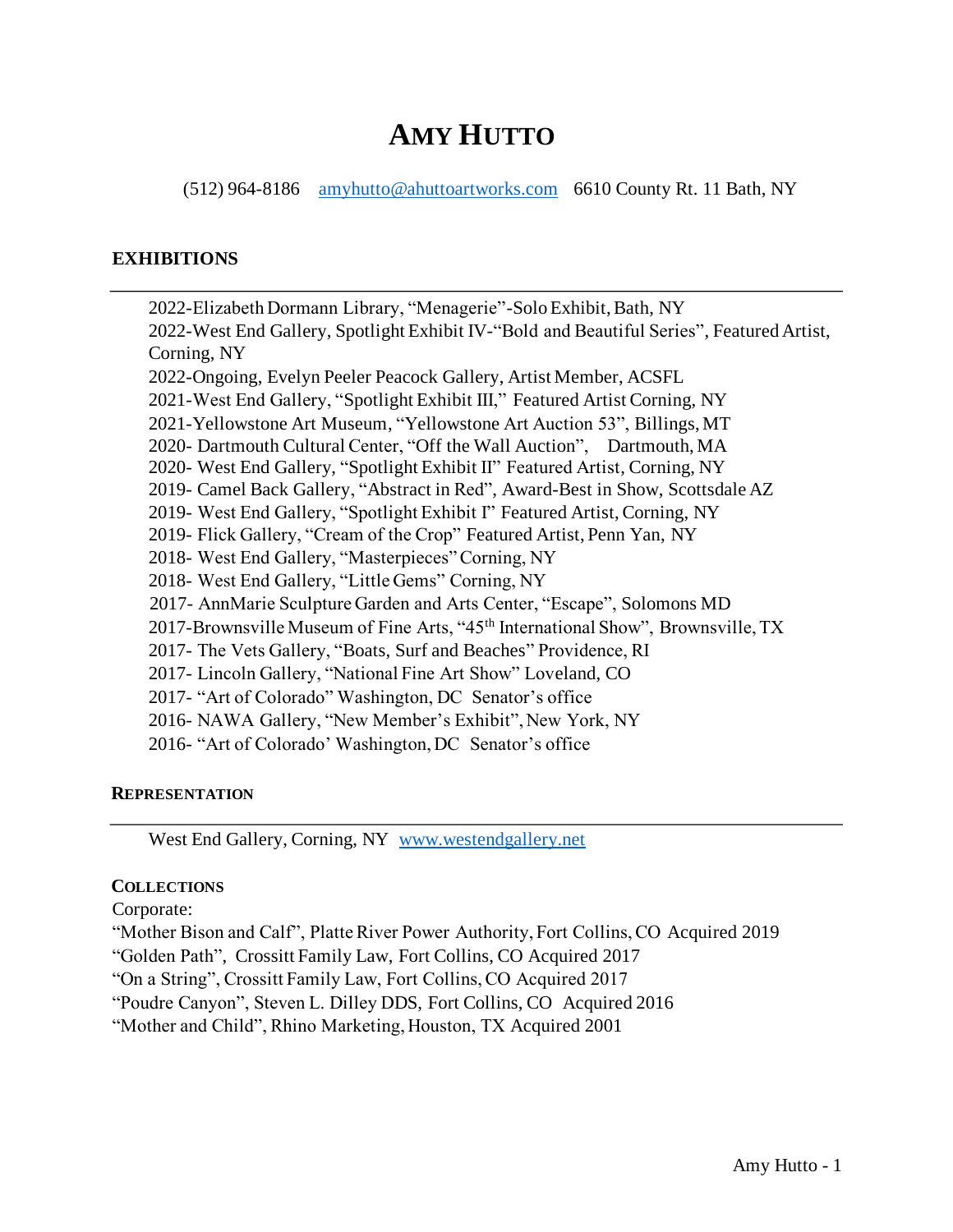# AMY HUTTO

(512) 964-8186 amyhutto@ahuttoartworks.com 6610 County Rt. 11 Bath, NY

## EXHIBITIONS

2022-Elizabeth Dormann Library, "Menagerie"-Solo Exhibit, Bath, NY
2022-West End Gallery, Spotlight Exhibit IV-"Bold and Beautiful Series", Featured Artist, Corning, NY
2022-Ongoing, Evelyn Peeler Peacock Gallery, Artist Member, ACSFL
2021-West End Gallery, "Spotlight Exhibit III," Featured Artist Corning, NY
2021-Yellowstone Art Museum, "Yellowstone Art Auction 53", Billings, MT
2020- Dartmouth Cultural Center, "Off the Wall Auction", Dartmouth, MA
2020- West End Gallery, "Spotlight Exhibit II" Featured Artist, Corning, NY
2019- Camel Back Gallery, "Abstract in Red", Award-Best in Show, Scottsdale AZ
2019- West End Gallery, "Spotlight Exhibit I" Featured Artist, Corning, NY
2019- Flick Gallery, "Cream of the Crop" Featured Artist, Penn Yan, NY
2018- West End Gallery, "Masterpieces" Corning, NY
2018- West End Gallery, "Little Gems" Corning, NY
2017- AnnMarie Sculpture Garden and Arts Center, "Escape", Solomons MD
2017-Brownsville Museum of Fine Arts, "45th International Show", Brownsville, TX
2017- The Vets Gallery, "Boats, Surf and Beaches" Providence, RI
2017- Lincoln Gallery, "National Fine Art Show" Loveland, CO
2017- "Art of Colorado" Washington, DC Senator's office
2016- NAWA Gallery, "New Member's Exhibit", New York, NY
2016- "Art of Colorado' Washington, DC Senator's office

## REPRESENTATION

West End Gallery, Corning, NY www.westendgallery.net

## COLLECTIONS

Corporate:
"Mother Bison and Calf", Platte River Power Authority, Fort Collins, CO Acquired 2019
"Golden Path", Crossitt Family Law, Fort Collins, CO Acquired 2017
"On a String", Crossitt Family Law, Fort Collins, CO Acquired 2017
"Poudre Canyon", Steven L. Dilley DDS, Fort Collins, CO Acquired 2016
"Mother and Child", Rhino Marketing, Houston, TX Acquired 2001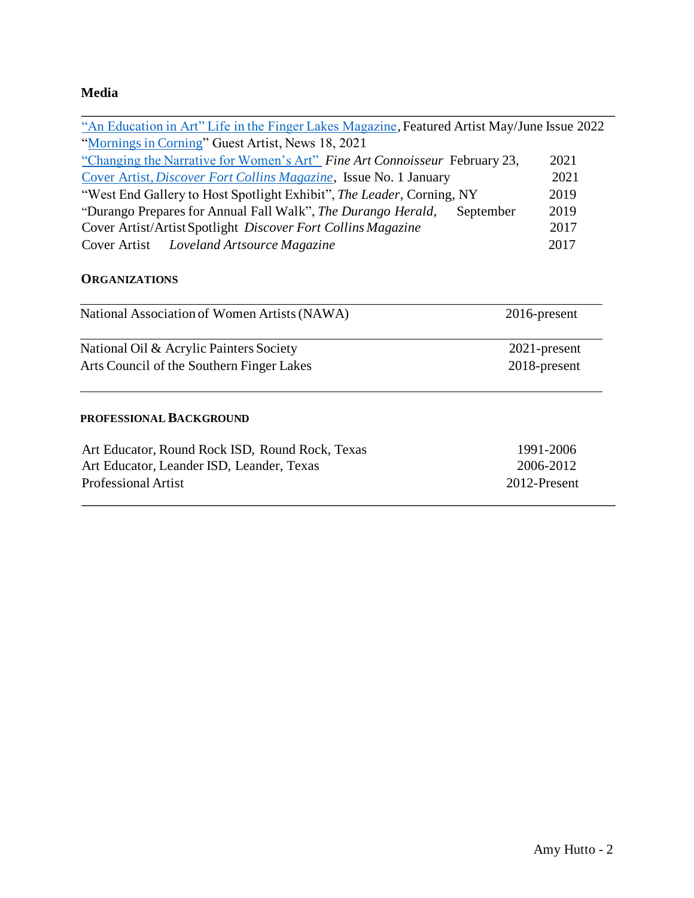## Media

| | |
|---|---|
| "An Education in Art" Life in the Finger Lakes Magazine, Featured Artist May/June Issue 2022 | |
| "Mornings in Corning" Guest Artist, News 18, 2021 | |
| "Changing the Narrative for Women's Art" *Fine Art Connoisseur* February 23, | 2021 |
| Cover Artist, *Discover Fort Collins Magazine*, Issue No. 1 January | 2021 |
| "West End Gallery to Host Spotlight Exhibit", *The Leader*, Corning, NY | 2019 |
| "Durango Prepares for Annual Fall Walk", *The Durango Herald*, September | 2019 |
| Cover Artist/Artist Spotlight *Discover Fort Collins Magazine* | 2017 |
| Cover Artist *Loveland Artsource Magazine* | 2017 |

## ORGANIZATIONS

| | |
|---|---|
| National Association of Women Artists (NAWA) | 2016-present |
| National Oil & Acrylic Painters Society | 2021-present |
| Arts Council of the Southern Finger Lakes | 2018-present |

## PROFESSIONAL BACKGROUND

| | |
|---|---|
| Art Educator, Round Rock ISD, Round Rock, Texas | 1991-2006 |
| Art Educator, Leander ISD, Leander, Texas | 2006-2012 |
| Professional Artist | 2012-Present |